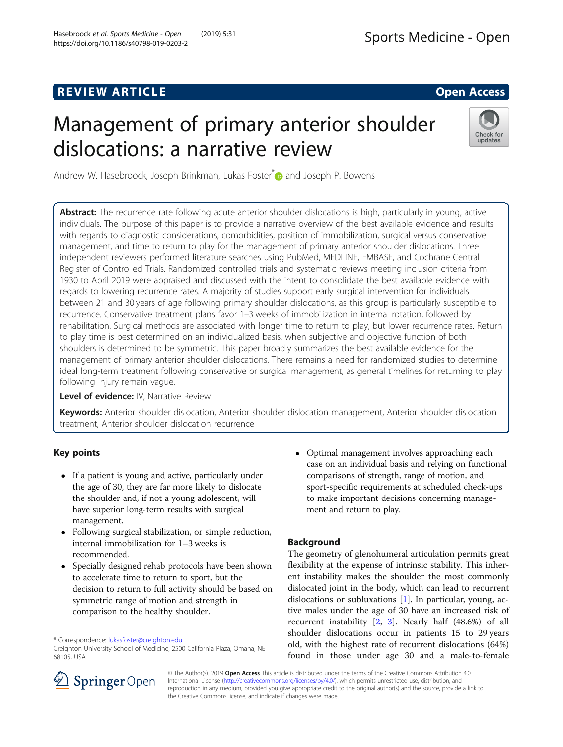REVIEW ARTICLE

Open Access

# Management of primary anterior shoulder dislocations: a narrative review

Andrew W. Hasebroock, Joseph Brinkman, Lukas Foster* and Joseph P. Bowens

**Abstract:** The recurrence rate following acute anterior shoulder dislocations is high, particularly in young, active individuals. The purpose of this paper is to provide a narrative overview of the best available evidence and results with regards to diagnostic considerations, comorbidities, position of immobilization, surgical versus conservative management, and time to return to play for the management of primary anterior shoulder dislocations. Three independent reviewers performed literature searches using PubMed, MEDLINE, EMBASE, and Cochrane Central Register of Controlled Trials. Randomized controlled trials and systematic reviews meeting inclusion criteria from 1930 to April 2019 were appraised and discussed with the intent to consolidate the best available evidence with regards to lowering recurrence rates. A majority of studies support early surgical intervention for individuals between 21 and 30 years of age following primary shoulder dislocations, as this group is particularly susceptible to recurrence. Conservative treatment plans favor 1–3 weeks of immobilization in internal rotation, followed by rehabilitation. Surgical methods are associated with longer time to return to play, but lower recurrence rates. Return to play time is best determined on an individualized basis, when subjective and objective function of both shoulders is determined to be symmetric. This paper broadly summarizes the best available evidence for the management of primary anterior shoulder dislocations. There remains a need for randomized studies to determine ideal long-term treatment following conservative or surgical management, as general timelines for returning to play following injury remain vague.

**Level of evidence:** IV, Narrative Review

**Keywords:** Anterior shoulder dislocation, Anterior shoulder dislocation management, Anterior shoulder dislocation treatment, Anterior shoulder dislocation recurrence

## Key points

- If a patient is young and active, particularly under the age of 30, they are far more likely to dislocate the shoulder and, if not a young adolescent, will have superior long-term results with surgical management.
- Following surgical stabilization, or simple reduction, internal immobilization for 1–3 weeks is recommended.
- Specially designed rehab protocols have been shown to accelerate time to return to sport, but the decision to return to full activity should be based on symmetric range of motion and strength in comparison to the healthy shoulder.
- Optimal management involves approaching each case on an individual basis and relying on functional comparisons of strength, range of motion, and sport-specific requirements at scheduled check-ups to make important decisions concerning management and return to play.

* Correspondence: lukasfoster@creighton.edu
Creighton University School of Medicine, 2500 California Plaza, Omaha, NE 68105, USA

## Background

The geometry of glenohumeral articulation permits great flexibility at the expense of intrinsic stability. This inherent instability makes the shoulder the most commonly dislocated joint in the body, which can lead to recurrent dislocations or subluxations [1]. In particular, young, active males under the age of 30 have an increased risk of recurrent instability [2, 3]. Nearly half (48.6%) of all shoulder dislocations occur in patients 15 to 29 years old, with the highest rate of recurrent dislocations (64%) found in those under age 30 and a male-to-female

© The Author(s). 2019 **Open Access** This article is distributed under the terms of the Creative Commons Attribution 4.0 International License (http://creativecommons.org/licenses/by/4.0/), which permits unrestricted use, distribution, and reproduction in any medium, provided you give appropriate credit to the original author(s) and the source, provide a link to the Creative Commons license, and indicate if changes were made.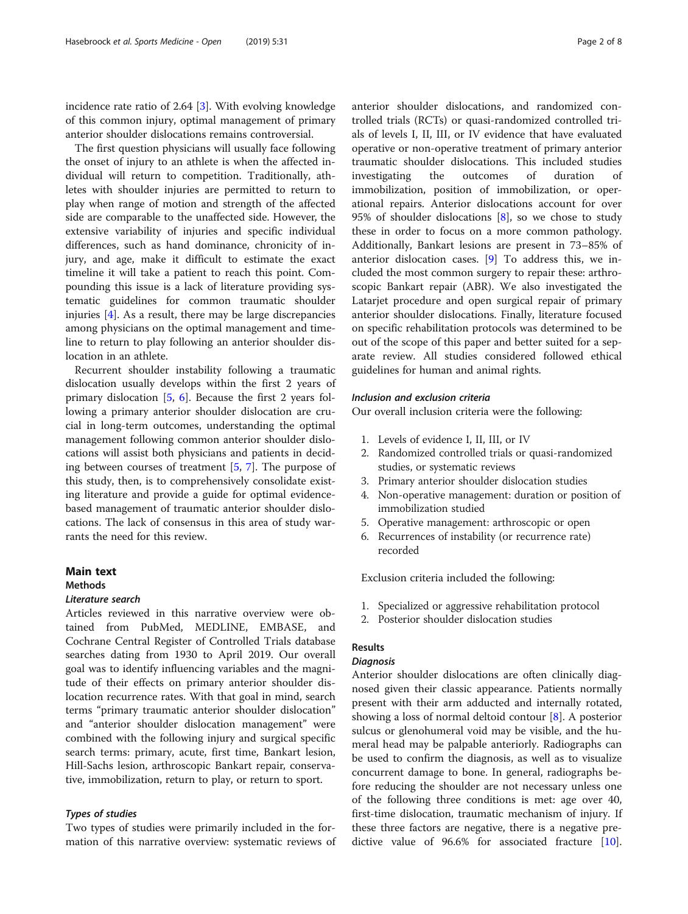incidence rate ratio of 2.64 [3]. With evolving knowledge of this common injury, optimal management of primary anterior shoulder dislocations remains controversial.

The first question physicians will usually face following the onset of injury to an athlete is when the affected individual will return to competition. Traditionally, athletes with shoulder injuries are permitted to return to play when range of motion and strength of the affected side are comparable to the unaffected side. However, the extensive variability of injuries and specific individual differences, such as hand dominance, chronicity of injury, and age, make it difficult to estimate the exact timeline it will take a patient to reach this point. Compounding this issue is a lack of literature providing systematic guidelines for common traumatic shoulder injuries [4]. As a result, there may be large discrepancies among physicians on the optimal management and timeline to return to play following an anterior shoulder dislocation in an athlete.

Recurrent shoulder instability following a traumatic dislocation usually develops within the first 2 years of primary dislocation [5, 6]. Because the first 2 years following a primary anterior shoulder dislocation are crucial in long-term outcomes, understanding the optimal management following common anterior shoulder dislocations will assist both physicians and patients in deciding between courses of treatment [5, 7]. The purpose of this study, then, is to comprehensively consolidate existing literature and provide a guide for optimal evidence-based management of traumatic anterior shoulder dislocations. The lack of consensus in this area of study warrants the need for this review.

## Main text

### Methods

#### *Literature search*

Articles reviewed in this narrative overview were obtained from PubMed, MEDLINE, EMBASE, and Cochrane Central Register of Controlled Trials database searches dating from 1930 to April 2019. Our overall goal was to identify influencing variables and the magnitude of their effects on primary anterior shoulder dislocation recurrence rates. With that goal in mind, search terms "primary traumatic anterior shoulder dislocation" and "anterior shoulder dislocation management" were combined with the following injury and surgical specific search terms: primary, acute, first time, Bankart lesion, Hill-Sachs lesion, arthroscopic Bankart repair, conservative, immobilization, return to play, or return to sport.

#### *Types of studies*

Two types of studies were primarily included in the formation of this narrative overview: systematic reviews of anterior shoulder dislocations, and randomized controlled trials (RCTs) or quasi-randomized controlled trials of levels I, II, III, or IV evidence that have evaluated operative or non-operative treatment of primary anterior traumatic shoulder dislocations. This included studies investigating the outcomes of duration of immobilization, position of immobilization, or operational repairs. Anterior dislocations account for over 95% of shoulder dislocations [8], so we chose to study these in order to focus on a more common pathology. Additionally, Bankart lesions are present in 73–85% of anterior dislocation cases. [9] To address this, we included the most common surgery to repair these: arthroscopic Bankart repair (ABR). We also investigated the Latarjet procedure and open surgical repair of primary anterior shoulder dislocations. Finally, literature focused on specific rehabilitation protocols was determined to be out of the scope of this paper and better suited for a separate review. All studies considered followed ethical guidelines for human and animal rights.

#### *Inclusion and exclusion criteria*

Our overall inclusion criteria were the following:

1. Levels of evidence I, II, III, or IV
2. Randomized controlled trials or quasi-randomized studies, or systematic reviews
3. Primary anterior shoulder dislocation studies
4. Non-operative management: duration or position of immobilization studied
5. Operative management: arthroscopic or open
6. Recurrences of instability (or recurrence rate) recorded

Exclusion criteria included the following:

1. Specialized or aggressive rehabilitation protocol
2. Posterior shoulder dislocation studies

### Results

#### *Diagnosis*

Anterior shoulder dislocations are often clinically diagnosed given their classic appearance. Patients normally present with their arm adducted and internally rotated, showing a loss of normal deltoid contour [8]. A posterior sulcus or glenohumeral void may be visible, and the humeral head may be palpable anteriorly. Radiographs can be used to confirm the diagnosis, as well as to visualize concurrent damage to bone. In general, radiographs before reducing the shoulder are not necessary unless one of the following three conditions is met: age over 40, first-time dislocation, traumatic mechanism of injury. If these three factors are negative, there is a negative predictive value of 96.6% for associated fracture [10].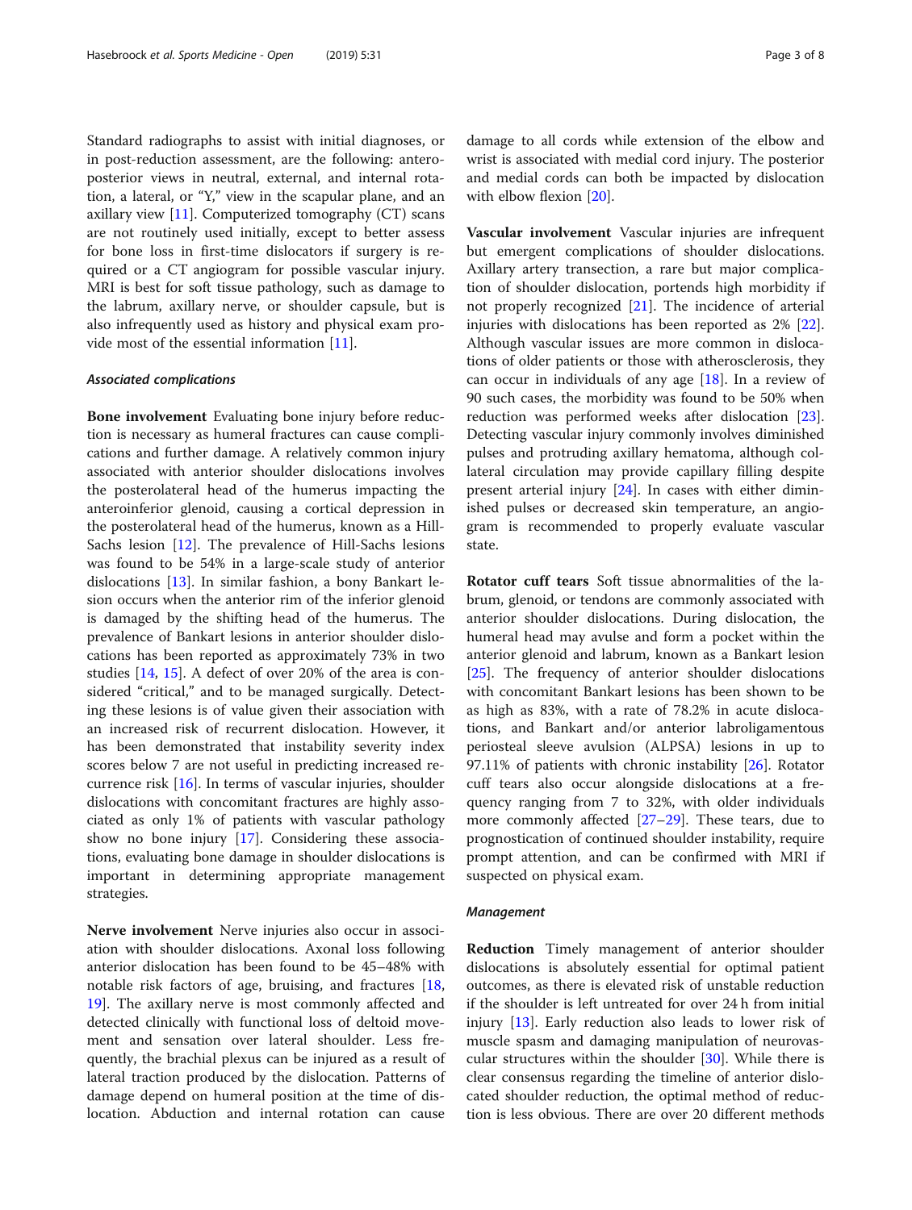Standard radiographs to assist with initial diagnoses, or in post-reduction assessment, are the following: antero-posterior views in neutral, external, and internal rotation, a lateral, or "Y," view in the scapular plane, and an axillary view [11]. Computerized tomography (CT) scans are not routinely used initially, except to better assess for bone loss in first-time dislocators if surgery is required or a CT angiogram for possible vascular injury. MRI is best for soft tissue pathology, such as damage to the labrum, axillary nerve, or shoulder capsule, but is also infrequently used as history and physical exam provide most of the essential information [11].

### *Associated complications*

**Bone involvement** Evaluating bone injury before reduction is necessary as humeral fractures can cause complications and further damage. A relatively common injury associated with anterior shoulder dislocations involves the posterolateral head of the humerus impacting the anteroinferior glenoid, causing a cortical depression in the posterolateral head of the humerus, known as a Hill-Sachs lesion [12]. The prevalence of Hill-Sachs lesions was found to be 54% in a large-scale study of anterior dislocations [13]. In similar fashion, a bony Bankart lesion occurs when the anterior rim of the inferior glenoid is damaged by the shifting head of the humerus. The prevalence of Bankart lesions in anterior shoulder dislocations has been reported as approximately 73% in two studies [14, 15]. A defect of over 20% of the area is considered "critical," and to be managed surgically. Detecting these lesions is of value given their association with an increased risk of recurrent dislocation. However, it has been demonstrated that instability severity index scores below 7 are not useful in predicting increased recurrence risk [16]. In terms of vascular injuries, shoulder dislocations with concomitant fractures are highly associated as only 1% of patients with vascular pathology show no bone injury [17]. Considering these associations, evaluating bone damage in shoulder dislocations is important in determining appropriate management strategies.

**Nerve involvement** Nerve injuries also occur in association with shoulder dislocations. Axonal loss following anterior dislocation has been found to be 45–48% with notable risk factors of age, bruising, and fractures [18, 19]. The axillary nerve is most commonly affected and detected clinically with functional loss of deltoid movement and sensation over lateral shoulder. Less frequently, the brachial plexus can be injured as a result of lateral traction produced by the dislocation. Patterns of damage depend on humeral position at the time of dislocation. Abduction and internal rotation can cause damage to all cords while extension of the elbow and wrist is associated with medial cord injury. The posterior and medial cords can both be impacted by dislocation with elbow flexion [20].

**Vascular involvement** Vascular injuries are infrequent but emergent complications of shoulder dislocations. Axillary artery transection, a rare but major complication of shoulder dislocation, portends high morbidity if not properly recognized [21]. The incidence of arterial injuries with dislocations has been reported as 2% [22]. Although vascular issues are more common in dislocations of older patients or those with atherosclerosis, they can occur in individuals of any age [18]. In a review of 90 such cases, the morbidity was found to be 50% when reduction was performed weeks after dislocation [23]. Detecting vascular injury commonly involves diminished pulses and protruding axillary hematoma, although collateral circulation may provide capillary filling despite present arterial injury [24]. In cases with either diminished pulses or decreased skin temperature, an angiogram is recommended to properly evaluate vascular state.

**Rotator cuff tears** Soft tissue abnormalities of the labrum, glenoid, or tendons are commonly associated with anterior shoulder dislocations. During dislocation, the humeral head may avulse and form a pocket within the anterior glenoid and labrum, known as a Bankart lesion [25]. The frequency of anterior shoulder dislocations with concomitant Bankart lesions has been shown to be as high as 83%, with a rate of 78.2% in acute dislocations, and Bankart and/or anterior labroligamentous periosteal sleeve avulsion (ALPSA) lesions in up to 97.11% of patients with chronic instability [26]. Rotator cuff tears also occur alongside dislocations at a frequency ranging from 7 to 32%, with older individuals more commonly affected [27–29]. These tears, due to prognostication of continued shoulder instability, require prompt attention, and can be confirmed with MRI if suspected on physical exam.

### *Management*

**Reduction** Timely management of anterior shoulder dislocations is absolutely essential for optimal patient outcomes, as there is elevated risk of unstable reduction if the shoulder is left untreated for over 24 h from initial injury [13]. Early reduction also leads to lower risk of muscle spasm and damaging manipulation of neurovascular structures within the shoulder [30]. While there is clear consensus regarding the timeline of anterior dislocated shoulder reduction, the optimal method of reduction is less obvious. There are over 20 different methods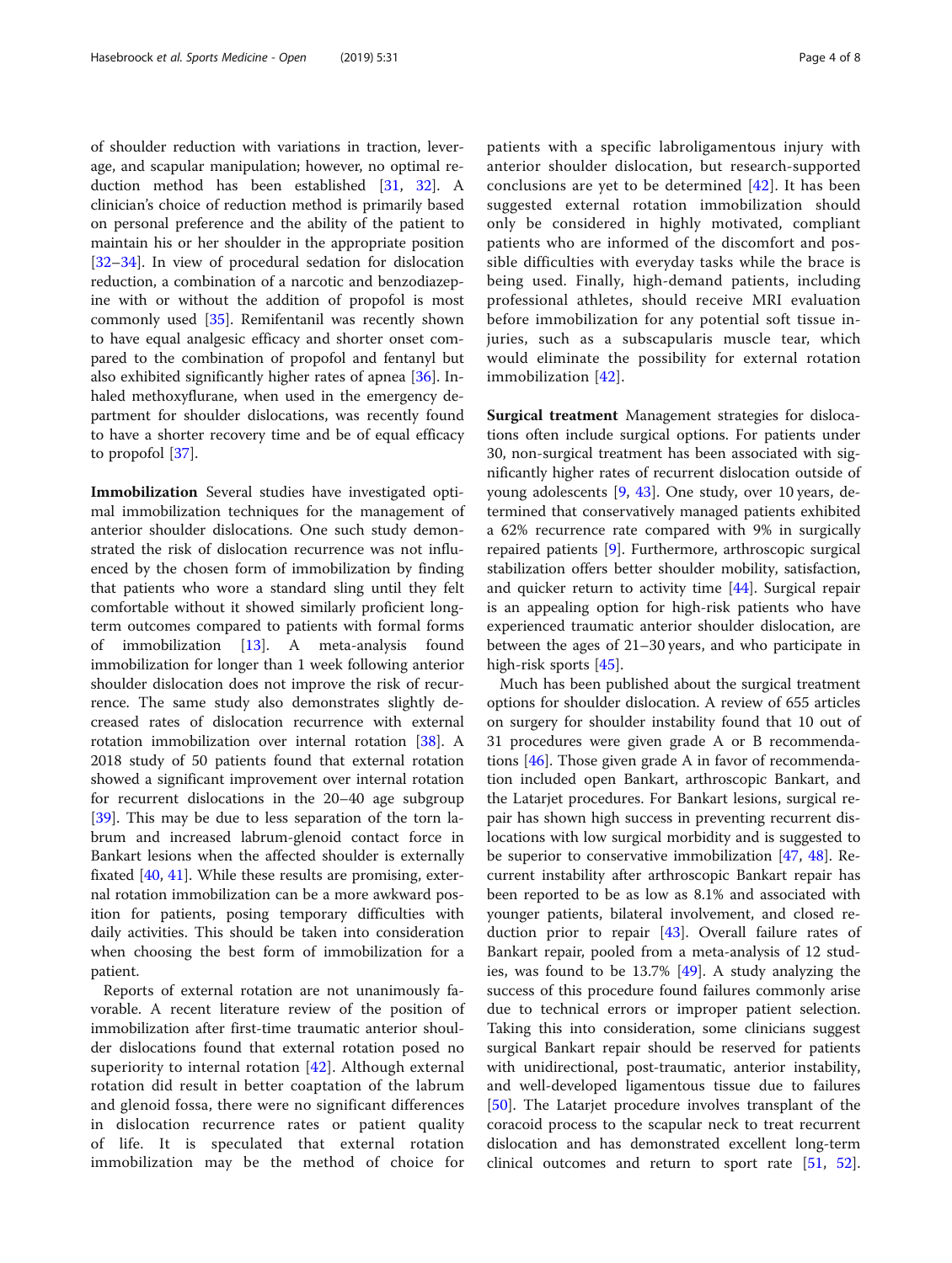of shoulder reduction with variations in traction, leverage, and scapular manipulation; however, no optimal reduction method has been established [31, 32]. A clinician's choice of reduction method is primarily based on personal preference and the ability of the patient to maintain his or her shoulder in the appropriate position [32–34]. In view of procedural sedation for dislocation reduction, a combination of a narcotic and benzodiazepine with or without the addition of propofol is most commonly used [35]. Remifentanil was recently shown to have equal analgesic efficacy and shorter onset compared to the combination of propofol and fentanyl but also exhibited significantly higher rates of apnea [36]. Inhaled methoxyflurane, when used in the emergency department for shoulder dislocations, was recently found to have a shorter recovery time and be of equal efficacy to propofol [37].

**Immobilization** Several studies have investigated optimal immobilization techniques for the management of anterior shoulder dislocations. One such study demonstrated the risk of dislocation recurrence was not influenced by the chosen form of immobilization by finding that patients who wore a standard sling until they felt comfortable without it showed similarly proficient long-term outcomes compared to patients with formal forms of immobilization [13]. A meta-analysis found immobilization for longer than 1 week following anterior shoulder dislocation does not improve the risk of recurrence. The same study also demonstrates slightly decreased rates of dislocation recurrence with external rotation immobilization over internal rotation [38]. A 2018 study of 50 patients found that external rotation showed a significant improvement over internal rotation for recurrent dislocations in the 20–40 age subgroup [39]. This may be due to less separation of the torn labrum and increased labrum-glenoid contact force in Bankart lesions when the affected shoulder is externally fixated [40, 41]. While these results are promising, external rotation immobilization can be a more awkward position for patients, posing temporary difficulties with daily activities. This should be taken into consideration when choosing the best form of immobilization for a patient.

Reports of external rotation are not unanimously favorable. A recent literature review of the position of immobilization after first-time traumatic anterior shoulder dislocations found that external rotation posed no superiority to internal rotation [42]. Although external rotation did result in better coaptation of the labrum and glenoid fossa, there were no significant differences in dislocation recurrence rates or patient quality of life. It is speculated that external rotation immobilization may be the method of choice for patients with a specific labroligamentous injury with anterior shoulder dislocation, but research-supported conclusions are yet to be determined [42]. It has been suggested external rotation immobilization should only be considered in highly motivated, compliant patients who are informed of the discomfort and possible difficulties with everyday tasks while the brace is being used. Finally, high-demand patients, including professional athletes, should receive MRI evaluation before immobilization for any potential soft tissue injuries, such as a subscapularis muscle tear, which would eliminate the possibility for external rotation immobilization [42].

**Surgical treatment** Management strategies for dislocations often include surgical options. For patients under 30, non-surgical treatment has been associated with significantly higher rates of recurrent dislocation outside of young adolescents [9, 43]. One study, over 10 years, determined that conservatively managed patients exhibited a 62% recurrence rate compared with 9% in surgically repaired patients [9]. Furthermore, arthroscopic surgical stabilization offers better shoulder mobility, satisfaction, and quicker return to activity time [44]. Surgical repair is an appealing option for high-risk patients who have experienced traumatic anterior shoulder dislocation, are between the ages of 21–30 years, and who participate in high-risk sports [45].

Much has been published about the surgical treatment options for shoulder dislocation. A review of 655 articles on surgery for shoulder instability found that 10 out of 31 procedures were given grade A or B recommendations [46]. Those given grade A in favor of recommendation included open Bankart, arthroscopic Bankart, and the Latarjet procedures. For Bankart lesions, surgical repair has shown high success in preventing recurrent dislocations with low surgical morbidity and is suggested to be superior to conservative immobilization [47, 48]. Recurrent instability after arthroscopic Bankart repair has been reported to be as low as 8.1% and associated with younger patients, bilateral involvement, and closed reduction prior to repair [43]. Overall failure rates of Bankart repair, pooled from a meta-analysis of 12 studies, was found to be 13.7% [49]. A study analyzing the success of this procedure found failures commonly arise due to technical errors or improper patient selection. Taking this into consideration, some clinicians suggest surgical Bankart repair should be reserved for patients with unidirectional, post-traumatic, anterior instability, and well-developed ligamentous tissue due to failures [50]. The Latarjet procedure involves transplant of the coracoid process to the scapular neck to treat recurrent dislocation and has demonstrated excellent long-term clinical outcomes and return to sport rate [51, 52].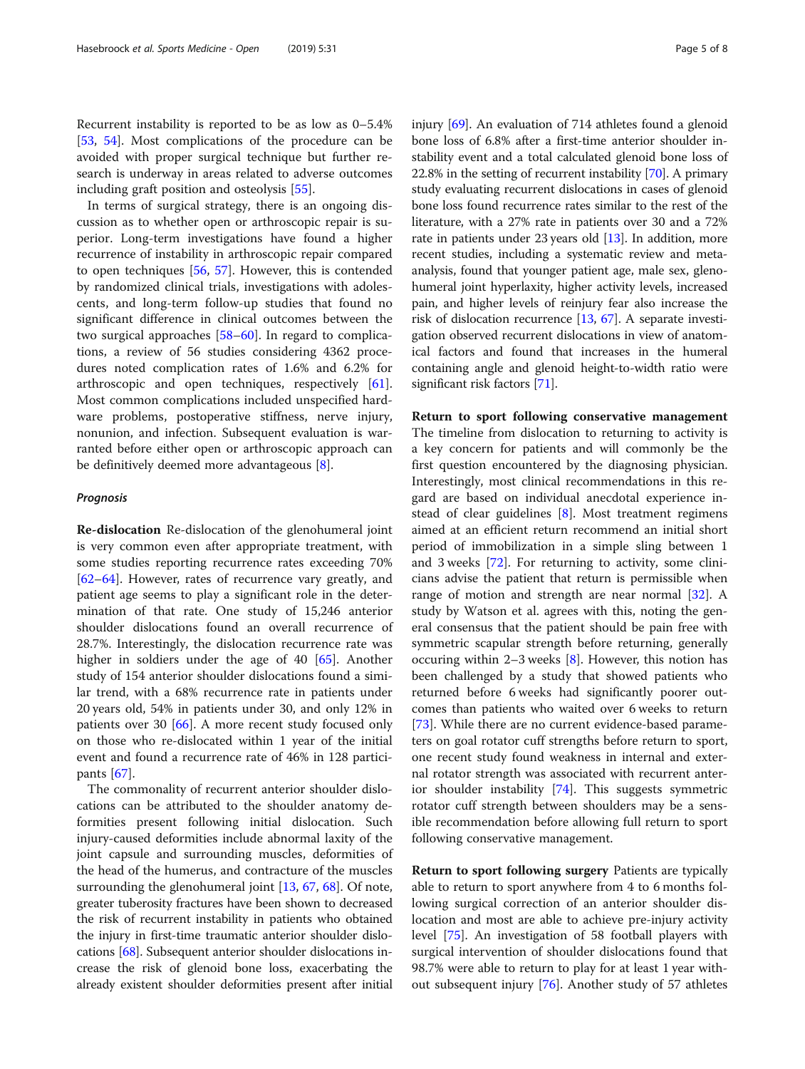Recurrent instability is reported to be as low as 0–5.4% [53, 54]. Most complications of the procedure can be avoided with proper surgical technique but further research is underway in areas related to adverse outcomes including graft position and osteolysis [55].

In terms of surgical strategy, there is an ongoing discussion as to whether open or arthroscopic repair is superior. Long-term investigations have found a higher recurrence of instability in arthroscopic repair compared to open techniques [56, 57]. However, this is contended by randomized clinical trials, investigations with adolescents, and long-term follow-up studies that found no significant difference in clinical outcomes between the two surgical approaches [58–60]. In regard to complications, a review of 56 studies considering 4362 procedures noted complication rates of 1.6% and 6.2% for arthroscopic and open techniques, respectively [61]. Most common complications included unspecified hardware problems, postoperative stiffness, nerve injury, nonunion, and infection. Subsequent evaluation is warranted before either open or arthroscopic approach can be definitively deemed more advantageous [8].

### *Prognosis*

**Re-dislocation** Re-dislocation of the glenohumeral joint is very common even after appropriate treatment, with some studies reporting recurrence rates exceeding 70% [62–64]. However, rates of recurrence vary greatly, and patient age seems to play a significant role in the determination of that rate. One study of 15,246 anterior shoulder dislocations found an overall recurrence of 28.7%. Interestingly, the dislocation recurrence rate was higher in soldiers under the age of 40 [65]. Another study of 154 anterior shoulder dislocations found a similar trend, with a 68% recurrence rate in patients under 20 years old, 54% in patients under 30, and only 12% in patients over 30 [66]. A more recent study focused only on those who re-dislocated within 1 year of the initial event and found a recurrence rate of 46% in 128 participants [67].

The commonality of recurrent anterior shoulder dislocations can be attributed to the shoulder anatomy deformities present following initial dislocation. Such injury-caused deformities include abnormal laxity of the joint capsule and surrounding muscles, deformities of the head of the humerus, and contracture of the muscles surrounding the glenohumeral joint [13, 67, 68]. Of note, greater tuberosity fractures have been shown to decreased the risk of recurrent instability in patients who obtained the injury in first-time traumatic anterior shoulder dislocations [68]. Subsequent anterior shoulder dislocations increase the risk of glenoid bone loss, exacerbating the already existent shoulder deformities present after initial injury [69]. An evaluation of 714 athletes found a glenoid bone loss of 6.8% after a first-time anterior shoulder instability event and a total calculated glenoid bone loss of 22.8% in the setting of recurrent instability [70]. A primary study evaluating recurrent dislocations in cases of glenoid bone loss found recurrence rates similar to the rest of the literature, with a 27% rate in patients over 30 and a 72% rate in patients under 23 years old [13]. In addition, more recent studies, including a systematic review and meta-analysis, found that younger patient age, male sex, glenohumeral joint hyperlaxity, higher activity levels, increased pain, and higher levels of reinjury fear also increase the risk of dislocation recurrence [13, 67]. A separate investigation observed recurrent dislocations in view of anatomical factors and found that increases in the humeral containing angle and glenoid height-to-width ratio were significant risk factors [71].

**Return to sport following conservative management** The timeline from dislocation to returning to activity is a key concern for patients and will commonly be the first question encountered by the diagnosing physician. Interestingly, most clinical recommendations in this regard are based on individual anecdotal experience instead of clear guidelines [8]. Most treatment regimens aimed at an efficient return recommend an initial short period of immobilization in a simple sling between 1 and 3 weeks [72]. For returning to activity, some clinicians advise the patient that return is permissible when range of motion and strength are near normal [32]. A study by Watson et al. agrees with this, noting the general consensus that the patient should be pain free with symmetric scapular strength before returning, generally occuring within 2–3 weeks [8]. However, this notion has been challenged by a study that showed patients who returned before 6 weeks had significantly poorer outcomes than patients who waited over 6 weeks to return [73]. While there are no current evidence-based parameters on goal rotator cuff strengths before return to sport, one recent study found weakness in internal and external rotator strength was associated with recurrent anterior shoulder instability [74]. This suggests symmetric rotator cuff strength between shoulders may be a sensible recommendation before allowing full return to sport following conservative management.

**Return to sport following surgery** Patients are typically able to return to sport anywhere from 4 to 6 months following surgical correction of an anterior shoulder dislocation and most are able to achieve pre-injury activity level [75]. An investigation of 58 football players with surgical intervention of shoulder dislocations found that 98.7% were able to return to play for at least 1 year without subsequent injury [76]. Another study of 57 athletes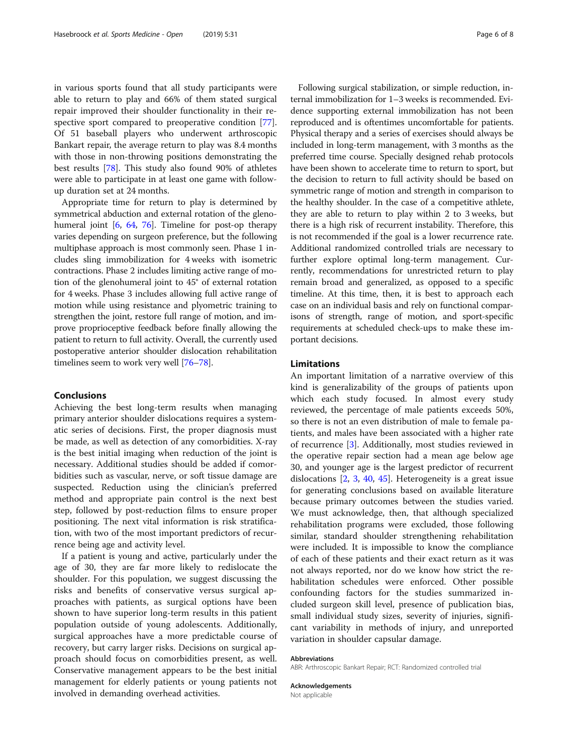in various sports found that all study participants were able to return to play and 66% of them stated surgical repair improved their shoulder functionality in their respective sport compared to preoperative condition [77]. Of 51 baseball players who underwent arthroscopic Bankart repair, the average return to play was 8.4 months with those in non-throwing positions demonstrating the best results [78]. This study also found 90% of athletes were able to participate in at least one game with follow-up duration set at 24 months.

Appropriate time for return to play is determined by symmetrical abduction and external rotation of the glenohumeral joint [6, 64, 76]. Timeline for post-op therapy varies depending on surgeon preference, but the following multiphase approach is most commonly seen. Phase 1 includes sling immobilization for 4 weeks with isometric contractions. Phase 2 includes limiting active range of motion of the glenohumeral joint to 45° of external rotation for 4 weeks. Phase 3 includes allowing full active range of motion while using resistance and plyometric training to strengthen the joint, restore full range of motion, and improve proprioceptive feedback before finally allowing the patient to return to full activity. Overall, the currently used postoperative anterior shoulder dislocation rehabilitation timelines seem to work very well [76–78].

## Conclusions

Achieving the best long-term results when managing primary anterior shoulder dislocations requires a systematic series of decisions. First, the proper diagnosis must be made, as well as detection of any comorbidities. X-ray is the best initial imaging when reduction of the joint is necessary. Additional studies should be added if comorbidities such as vascular, nerve, or soft tissue damage are suspected. Reduction using the clinician's preferred method and appropriate pain control is the next best step, followed by post-reduction films to ensure proper positioning. The next vital information is risk stratification, with two of the most important predictors of recurrence being age and activity level.

If a patient is young and active, particularly under the age of 30, they are far more likely to redislocate the shoulder. For this population, we suggest discussing the risks and benefits of conservative versus surgical approaches with patients, as surgical options have been shown to have superior long-term results in this patient population outside of young adolescents. Additionally, surgical approaches have a more predictable course of recovery, but carry larger risks. Decisions on surgical approach should focus on comorbidities present, as well. Conservative management appears to be the best initial management for elderly patients or young patients not involved in demanding overhead activities.

Following surgical stabilization, or simple reduction, internal immobilization for 1–3 weeks is recommended. Evidence supporting external immobilization has not been reproduced and is oftentimes uncomfortable for patients. Physical therapy and a series of exercises should always be included in long-term management, with 3 months as the preferred time course. Specially designed rehab protocols have been shown to accelerate time to return to sport, but the decision to return to full activity should be based on symmetric range of motion and strength in comparison to the healthy shoulder. In the case of a competitive athlete, they are able to return to play within 2 to 3 weeks, but there is a high risk of recurrent instability. Therefore, this is not recommended if the goal is a lower recurrence rate. Additional randomized controlled trials are necessary to further explore optimal long-term management. Currently, recommendations for unrestricted return to play remain broad and generalized, as opposed to a specific timeline. At this time, then, it is best to approach each case on an individual basis and rely on functional comparisons of strength, range of motion, and sport-specific requirements at scheduled check-ups to make these important decisions.

## Limitations

An important limitation of a narrative overview of this kind is generalizability of the groups of patients upon which each study focused. In almost every study reviewed, the percentage of male patients exceeds 50%, so there is not an even distribution of male to female patients, and males have been associated with a higher rate of recurrence [3]. Additionally, most studies reviewed in the operative repair section had a mean age below age 30, and younger age is the largest predictor of recurrent dislocations [2, 3, 40, 45]. Heterogeneity is a great issue for generating conclusions based on available literature because primary outcomes between the studies varied. We must acknowledge, then, that although specialized rehabilitation programs were excluded, those following similar, standard shoulder strengthening rehabilitation were included. It is impossible to know the compliance of each of these patients and their exact return as it was not always reported, nor do we know how strict the rehabilitation schedules were enforced. Other possible confounding factors for the studies summarized included surgeon skill level, presence of publication bias, small individual study sizes, severity of injuries, significant variability in methods of injury, and unreported variation in shoulder capsular damage.

### Abbreviations

ABR: Arthroscopic Bankart Repair; RCT: Randomized controlled trial

### Acknowledgements

Not applicable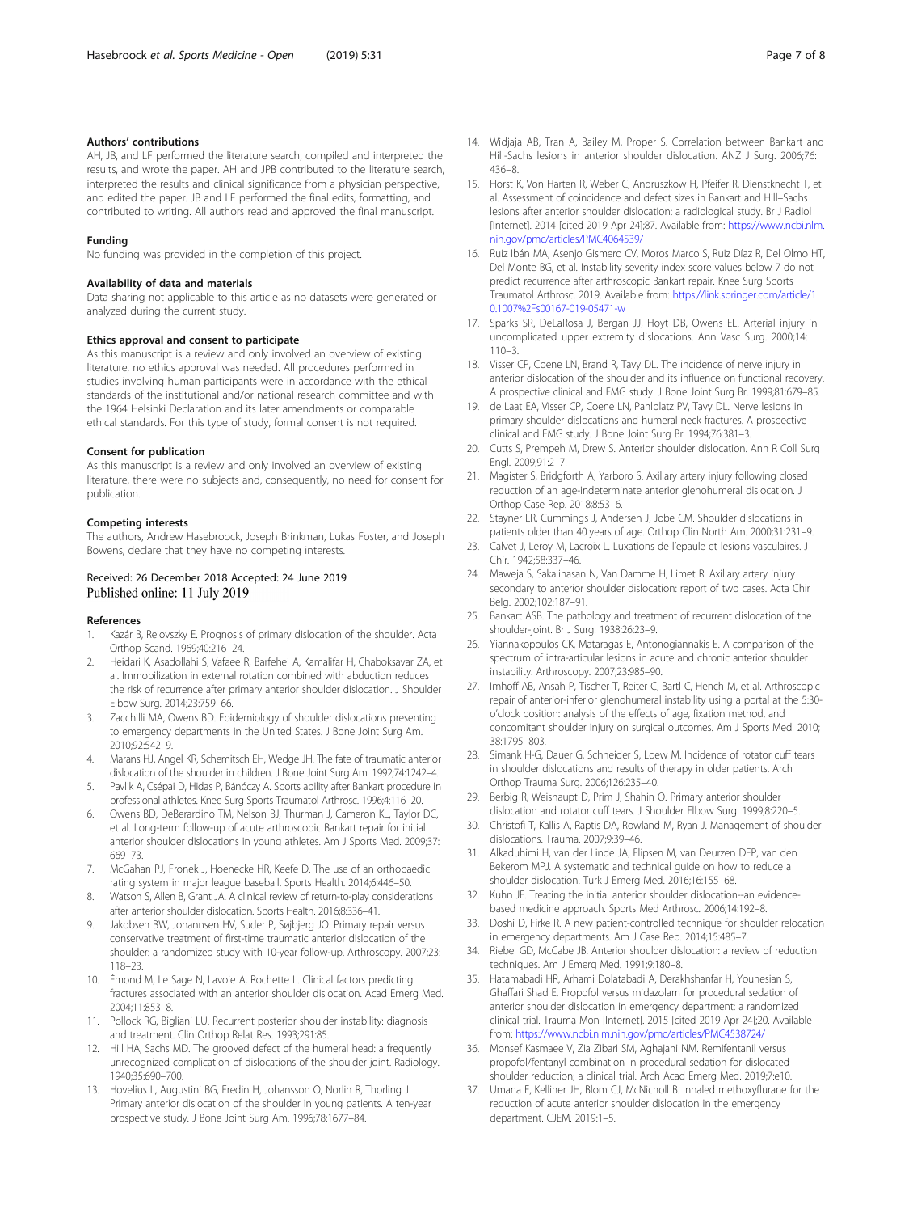#### Authors' contributions

AH, JB, and LF performed the literature search, compiled and interpreted the results, and wrote the paper. AH and JPB contributed to the literature search, interpreted the results and clinical significance from a physician perspective, and edited the paper. JB and LF performed the final edits, formatting, and contributed to writing. All authors read and approved the final manuscript.

#### Funding

No funding was provided in the completion of this project.

#### Availability of data and materials

Data sharing not applicable to this article as no datasets were generated or analyzed during the current study.

#### Ethics approval and consent to participate

As this manuscript is a review and only involved an overview of existing literature, no ethics approval was needed. All procedures performed in studies involving human participants were in accordance with the ethical standards of the institutional and/or national research committee and with the 1964 Helsinki Declaration and its later amendments or comparable ethical standards. For this type of study, formal consent is not required.

#### Consent for publication

As this manuscript is a review and only involved an overview of existing literature, there were no subjects and, consequently, no need for consent for publication.

#### Competing interests

The authors, Andrew Hasebroock, Joseph Brinkman, Lukas Foster, and Joseph Bowens, declare that they have no competing interests.

Received: 26 December 2018 Accepted: 24 June 2019
Published online: 11 July 2019

#### References

1. Kazár B, Relovszky E. Prognosis of primary dislocation of the shoulder. Acta Orthop Scand. 1969;40:216–24.
2. Heidari K, Asadollahi S, Vafaee R, Barfehei A, Kamalifar H, Chaboksavar ZA, et al. Immobilization in external rotation combined with abduction reduces the risk of recurrence after primary anterior shoulder dislocation. J Shoulder Elbow Surg. 2014;23:759–66.
3. Zacchilli MA, Owens BD. Epidemiology of shoulder dislocations presenting to emergency departments in the United States. J Bone Joint Surg Am. 2010;92:542–9.
4. Marans HJ, Angel KR, Schemitsch EH, Wedge JH. The fate of traumatic anterior dislocation of the shoulder in children. J Bone Joint Surg Am. 1992;74:1242–4.
5. Pavlik A, Csépai D, Hidas P, Bánóczy A. Sports ability after Bankart procedure in professional athletes. Knee Surg Sports Traumatol Arthrosc. 1996;4:116–20.
6. Owens BD, DeBerardino TM, Nelson BJ, Thurman J, Cameron KL, Taylor DC, et al. Long-term follow-up of acute arthroscopic Bankart repair for initial anterior shoulder dislocations in young athletes. Am J Sports Med. 2009;37:669–73.
7. McGahan PJ, Fronek J, Hoenecke HR, Keefe D. The use of an orthopaedic rating system in major league baseball. Sports Health. 2014;6:446–50.
8. Watson S, Allen B, Grant JA. A clinical review of return-to-play considerations after anterior shoulder dislocation. Sports Health. 2016;8:336–41.
9. Jakobsen BW, Johannsen HV, Suder P, Søjbjerg JO. Primary repair versus conservative treatment of first-time traumatic anterior dislocation of the shoulder: a randomized study with 10-year follow-up. Arthroscopy. 2007;23:118–23.
10. Émond M, Le Sage N, Lavoie A, Rochette L. Clinical factors predicting fractures associated with an anterior shoulder dislocation. Acad Emerg Med. 2004;11:853–8.
11. Pollock RG, Bigliani LU. Recurrent posterior shoulder instability: diagnosis and treatment. Clin Orthop Relat Res. 1993;291:85.
12. Hill HA, Sachs MD. The grooved defect of the humeral head: a frequently unrecognized complication of dislocations of the shoulder joint. Radiology. 1940;35:690–700.
13. Hovelius L, Augustini BG, Fredin H, Johansson O, Norlin R, Thorling J. Primary anterior dislocation of the shoulder in young patients. A ten-year prospective study. J Bone Joint Surg Am. 1996;78:1677–84.
14. Widjaja AB, Tran A, Bailey M, Proper S. Correlation between Bankart and Hill-Sachs lesions in anterior shoulder dislocation. ANZ J Surg. 2006;76:436–8.
15. Horst K, Von Harten R, Weber C, Andruszkow H, Pfeifer R, Dienstknecht T, et al. Assessment of coincidence and defect sizes in Bankart and Hill–Sachs lesions after anterior shoulder dislocation: a radiological study. Br J Radiol [Internet]. 2014 [cited 2019 Apr 24];87. Available from: https://www.ncbi.nlm.nih.gov/pmc/articles/PMC4064539/
16. Ruiz Ibán MA, Asenjo Gismero CV, Moros Marco S, Ruiz Díaz R, Del Olmo HT, Del Monte BG, et al. Instability severity index score values below 7 do not predict recurrence after arthroscopic Bankart repair. Knee Surg Sports Traumatol Arthrosc. 2019. Available from: https://link.springer.com/article/10.1007%2Fs00167-019-05471-w
17. Sparks SR, DeLaRosa J, Bergan JJ, Hoyt DB, Owens EL. Arterial injury in uncomplicated upper extremity dislocations. Ann Vasc Surg. 2000;14:110–3.
18. Visser CP, Coene LN, Brand R, Tavy DL. The incidence of nerve injury in anterior dislocation of the shoulder and its influence on functional recovery. A prospective clinical and EMG study. J Bone Joint Surg Br. 1999;81:679–85.
19. de Laat EA, Visser CP, Coene LN, Pahlplatz PV, Tavy DL. Nerve lesions in primary shoulder dislocations and humeral neck fractures. A prospective clinical and EMG study. J Bone Joint Surg Br. 1994;76:381–3.
20. Cutts S, Prempeh M, Drew S. Anterior shoulder dislocation. Ann R Coll Surg Engl. 2009;91:2–7.
21. Magister S, Bridgforth A, Yarboro S. Axillary artery injury following closed reduction of an age-indeterminate anterior glenohumeral dislocation. J Orthop Case Rep. 2018;8:53–6.
22. Stayner LR, Cummings J, Andersen J, Jobe CM. Shoulder dislocations in patients older than 40 years of age. Orthop Clin North Am. 2000;31:231–9.
23. Calvet J, Leroy M, Lacroix L. Luxations de l'epaule et lesions vasculaires. J Chir. 1942;58:337–46.
24. Maweja S, Sakalihasan N, Van Damme H, Limet R. Axillary artery injury secondary to anterior shoulder dislocation: report of two cases. Acta Chir Belg. 2002;102:187–91.
25. Bankart ASB. The pathology and treatment of recurrent dislocation of the shoulder-joint. Br J Surg. 1938;26:23–9.
26. Yiannakopoulos CK, Mataragas E, Antonogiannakis E. A comparison of the spectrum of intra-articular lesions in acute and chronic anterior shoulder instability. Arthroscopy. 2007;23:985–90.
27. Imhoff AB, Ansah P, Tischer T, Reiter C, Bartl C, Hench M, et al. Arthroscopic repair of anterior-inferior glenohumeral instability using a portal at the 5:30-o'clock position: analysis of the effects of age, fixation method, and concomitant shoulder injury on surgical outcomes. Am J Sports Med. 2010;38:1795–803.
28. Simank H-G, Dauer G, Schneider S, Loew M. Incidence of rotator cuff tears in shoulder dislocations and results of therapy in older patients. Arch Orthop Trauma Surg. 2006;126:235–40.
29. Berbig R, Weishaupt D, Prim J, Shahin O. Primary anterior shoulder dislocation and rotator cuff tears. J Shoulder Elbow Surg. 1999;8:220–5.
30. Christofi T, Kallis A, Raptis DA, Rowland M, Ryan J. Management of shoulder dislocations. Trauma. 2007;9:39–46.
31. Alkaduhimi H, van der Linde JA, Flipsen M, van Deurzen DFP, van den Bekerom MPJ. A systematic and technical guide on how to reduce a shoulder dislocation. Turk J Emerg Med. 2016;16:155–68.
32. Kuhn JE. Treating the initial anterior shoulder dislocation--an evidence-based medicine approach. Sports Med Arthrosc. 2006;14:192–8.
33. Doshi D, Firke R. A new patient-controlled technique for shoulder relocation in emergency departments. Am J Case Rep. 2014;15:485–7.
34. Riebel GD, McCabe JB. Anterior shoulder dislocation: a review of reduction techniques. Am J Emerg Med. 1991;9:180–8.
35. Hatamabadi HR, Arhami Dolatabadi A, Derakhshanfar H, Younesian S, Ghaffari Shad E. Propofol versus midazolam for procedural sedation of anterior shoulder dislocation in emergency department: a randomized clinical trial. Trauma Mon [Internet]. 2015 [cited 2019 Apr 24];20. Available from: https://www.ncbi.nlm.nih.gov/pmc/articles/PMC4538724/
36. Monsef Kasmaee V, Zia Zibari SM, Aghajani NM. Remifentanil versus propofol/fentanyl combination in procedural sedation for dislocated shoulder reduction; a clinical trial. Arch Acad Emerg Med. 2019;7:e10.
37. Umana E, Kelliher JH, Blom CJ, McNicholl B. Inhaled methoxyflurane for the reduction of acute anterior shoulder dislocation in the emergency department. CJEM. 2019:1–5.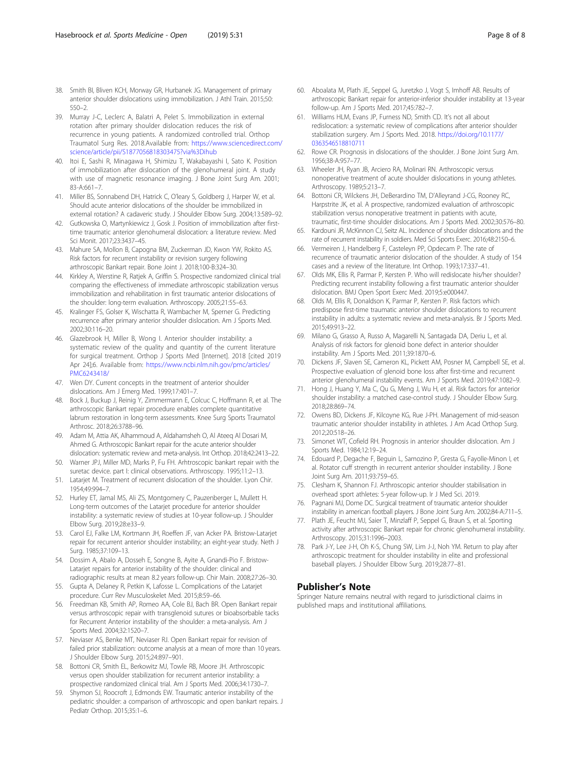38. Smith BI, Bliven KCH, Morway GR, Hurbanek JG. Management of primary anterior shoulder dislocations using immobilization. J Athl Train. 2015;50:550–2.
39. Murray J-C, Leclerc A, Balatri A, Pelet S. Immobilization in external rotation after primary shoulder dislocation reduces the risk of recurrence in young patients. A randomized controlled trial. Orthop Traumatol Surg Res. 2018.Available from: https://www.sciencedirect.com/science/article/pii/S1877056818303475?via%3Dihub
40. Itoi E, Sashi R, Minagawa H, Shimizu T, Wakabayashi I, Sato K. Position of immobilization after dislocation of the glenohumeral joint. A study with use of magnetic resonance imaging. J Bone Joint Surg Am. 2001;83-A:661–7.
41. Miller BS, Sonnabend DH, Hatrick C, O'leary S, Goldberg J, Harper W, et al. Should acute anterior dislocations of the shoulder be immobilized in external rotation? A cadaveric study. J Shoulder Elbow Surg. 2004;13:589–92.
42. Gutkowska O, Martynkiewicz J, Gosk J. Position of immobilization after first-time traumatic anterior glenohumeral dislocation: a literature review. Med Sci Monit. 2017;23:3437–45.
43. Mahure SA, Mollon B, Capogna BM, Zuckerman JD, Kwon YW, Rokito AS. Risk factors for recurrent instability or revision surgery following arthroscopic Bankart repair. Bone Joint J. 2018;100-B:324–30.
44. Kirkley A, Werstine R, Ratjek A, Griffin S. Prospective randomized clinical trial comparing the effectiveness of immediate arthroscopic stabilization versus immobilization and rehabilitation in first traumatic anterior dislocations of the shoulder: long-term evaluation. Arthroscopy. 2005;21:55–63.
45. Kralinger FS, Golser K, Wischatta R, Wambacher M, Sperner G. Predicting recurrence after primary anterior shoulder dislocation. Am J Sports Med. 2002;30:116–20.
46. Glazebrook H, Miller B, Wong I. Anterior shoulder instability: a systematic review of the quality and quantity of the current literature for surgical treatment. Orthop J Sports Med [Internet]. 2018 [cited 2019 Apr 24];6. Available from: https://www.ncbi.nlm.nih.gov/pmc/articles/PMC6243418/
47. Wen DY. Current concepts in the treatment of anterior shoulder dislocations. Am J Emerg Med. 1999;17:401–7.
48. Bock J, Buckup J, Reinig Y, Zimmermann E, Colcuc C, Hoffmann R, et al. The arthroscopic Bankart repair procedure enables complete quantitative labrum restoration in long-term assessments. Knee Surg Sports Traumatol Arthrosc. 2018;26:3788–96.
49. Adam M, Attia AK, Alhammoud A, Aldahamsheh O, Al Ateeq Al Dosari M, Ahmed G. Arthroscopic Bankart repair for the acute anterior shoulder dislocation: systematic review and meta-analysis. Int Orthop. 2018;42:2413–22.
50. Warner JPJ, Miller MD, Marks P, Fu FH. Arhtroscopic bankart repair with the suretac device. part I: clinical observations. Arthroscopy. 1995;11:2–13.
51. Latarjet M. Treatment of recurrent dislocation of the shoulder. Lyon Chir. 1954;49:994–7.
52. Hurley ET, Jamal MS, Ali ZS, Montgomery C, Pauzenberger L, Mullett H. Long-term outcomes of the Latarjet procedure for anterior shoulder instability: a systematic review of studies at 10-year follow-up. J Shoulder Elbow Surg. 2019;28:e33–9.
53. Carol EJ, Falke LM, Kortmann JH, Roeffen JF, van Acker PA. Bristow-Latarjet repair for recurrent anterior shoulder instability; an eight-year study. Neth J Surg. 1985;37:109–13.
54. Dossim A, Abalo A, Dosseh E, Songne B, Ayite A, Gnandi-Pio F. Bristow-Latarjet repairs for anterior instability of the shoulder: clinical and radiographic results at mean 8.2 years follow-up. Chir Main. 2008;27:26–30.
55. Gupta A, Delaney R, Petkin K, Lafosse L. Complications of the Latarjet procedure. Curr Rev Musculoskelet Med. 2015;8:59–66.
56. Freedman KB, Smith AP, Romeo AA, Cole BJ, Bach BR. Open Bankart repair versus arthroscopic repair with transglenoid sutures or bioabsorbable tacks for Recurrent Anterior instability of the shoulder: a meta-analysis. Am J Sports Med. 2004;32:1520–7.
57. Neviaser AS, Benke MT, Neviaser RJ. Open Bankart repair for revision of failed prior stabilization: outcome analysis at a mean of more than 10 years. J Shoulder Elbow Surg. 2015;24:897–901.
58. Bottoni CR, Smith EL, Berkowitz MJ, Towle RB, Moore JH. Arthroscopic versus open shoulder stabilization for recurrent anterior instability: a prospective randomized clinical trial. Am J Sports Med. 2006;34:1730–7.
59. Shymon SJ, Roocroft J, Edmonds EW. Traumatic anterior instability of the pediatric shoulder: a comparison of arthroscopic and open bankart repairs. J Pediatr Orthop. 2015;35:1–6.
60. Aboalata M, Plath JE, Seppel G, Juretzko J, Vogt S, Imhoff AB. Results of arthroscopic Bankart repair for anterior-inferior shoulder instability at 13-year follow-up. Am J Sports Med. 2017;45:782–7.
61. Williams HLM, Evans JP, Furness ND, Smith CD. It's not all about redislocation: a systematic review of complications after anterior shoulder stabilization surgery. Am J Sports Med. 2018. https://doi.org/10.1177/0363546518810711
62. Rowe CR. Prognosis in dislocations of the shoulder. J Bone Joint Surg Am. 1956;38-A:957–77.
63. Wheeler JH, Ryan JB, Arciero RA, Molinari RN. Arthroscopic versus nonoperative treatment of acute shoulder dislocations in young athletes. Arthroscopy. 1989;5:213–7.
64. Bottoni CR, Wilckens JH, DeBerardino TM, D'Alleyrand J-CG, Rooney RC, Harpstrite JK, et al. A prospective, randomized evaluation of arthroscopic stabilization versus nonoperative treatment in patients with acute, traumatic, first-time shoulder dislocations. Am J Sports Med. 2002;30:576–80.
65. Kardouni JR, McKinnon CJ, Seitz AL. Incidence of shoulder dislocations and the rate of recurrent instability in soldiers. Med Sci Sports Exerc. 2016;48:2150–6.
66. Vermeiren J, Handelberg F, Casteleyn PP, Opdecam P. The rate of recurrence of traumatic anterior dislocation of the shoulder. A study of 154 cases and a review of the literature. Int Orthop. 1993;17:337–41.
67. Olds MK, Ellis R, Parmar P, Kersten P. Who will redislocate his/her shoulder? Predicting recurrent instability following a first traumatic anterior shoulder dislocation. BMJ Open Sport Exerc Med. 2019;5:e000447.
68. Olds M, Ellis R, Donaldson K, Parmar P, Kersten P. Risk factors which predispose first-time traumatic anterior shoulder dislocations to recurrent instability in adults: a systematic review and meta-analysis. Br J Sports Med. 2015;49:913–22.
69. Milano G, Grasso A, Russo A, Magarelli N, Santagada DA, Deriu L, et al. Analysis of risk factors for glenoid bone defect in anterior shoulder instability. Am J Sports Med. 2011;39:1870–6.
70. Dickens JF, Slaven SE, Cameron KL, Pickett AM, Posner M, Campbell SE, et al. Prospective evaluation of glenoid bone loss after first-time and recurrent anterior glenohumeral instability events. Am J Sports Med. 2019;47:1082–9.
71. Hong J, Huang Y, Ma C, Qu G, Meng J, Wu H, et al. Risk factors for anterior shoulder instability: a matched case-control study. J Shoulder Elbow Surg. 2018;28:869–74.
72. Owens BD, Dickens JF, Kilcoyne KG, Rue J-PH. Management of mid-season traumatic anterior shoulder instability in athletes. J Am Acad Orthop Surg. 2012;20:518–26.
73. Simonet WT, Cofield RH. Prognosis in anterior shoulder dislocation. Am J Sports Med. 1984;12:19–24.
74. Edouard P, Degache F, Beguin L, Samozino P, Gresta G, Fayolle-Minon I, et al. Rotator cuff strength in recurrent anterior shoulder instability. J Bone Joint Surg Am. 2011;93:759–65.
75. Clesham K, Shannon FJ. Arthroscopic anterior shoulder stabilisation in overhead sport athletes: 5-year follow-up. Ir J Med Sci. 2019.
76. Pagnani MJ, Dome DC. Surgical treatment of traumatic anterior shoulder instability in american football players. J Bone Joint Surg Am. 2002;84-A:711–5.
77. Plath JE, Feucht MJ, Saier T, Minzlaff P, Seppel G, Braun S, et al. Sporting activity after arthroscopic Bankart repair for chronic glenohumeral instability. Arthroscopy. 2015;31:1996–2003.
78. Park J-Y, Lee J-H, Oh K-S, Chung SW, Lim J-J, Noh YM. Return to play after arthroscopic treatment for shoulder instability in elite and professional baseball players. J Shoulder Elbow Surg. 2019;28:77–81.

## Publisher's Note

Springer Nature remains neutral with regard to jurisdictional claims in published maps and institutional affiliations.